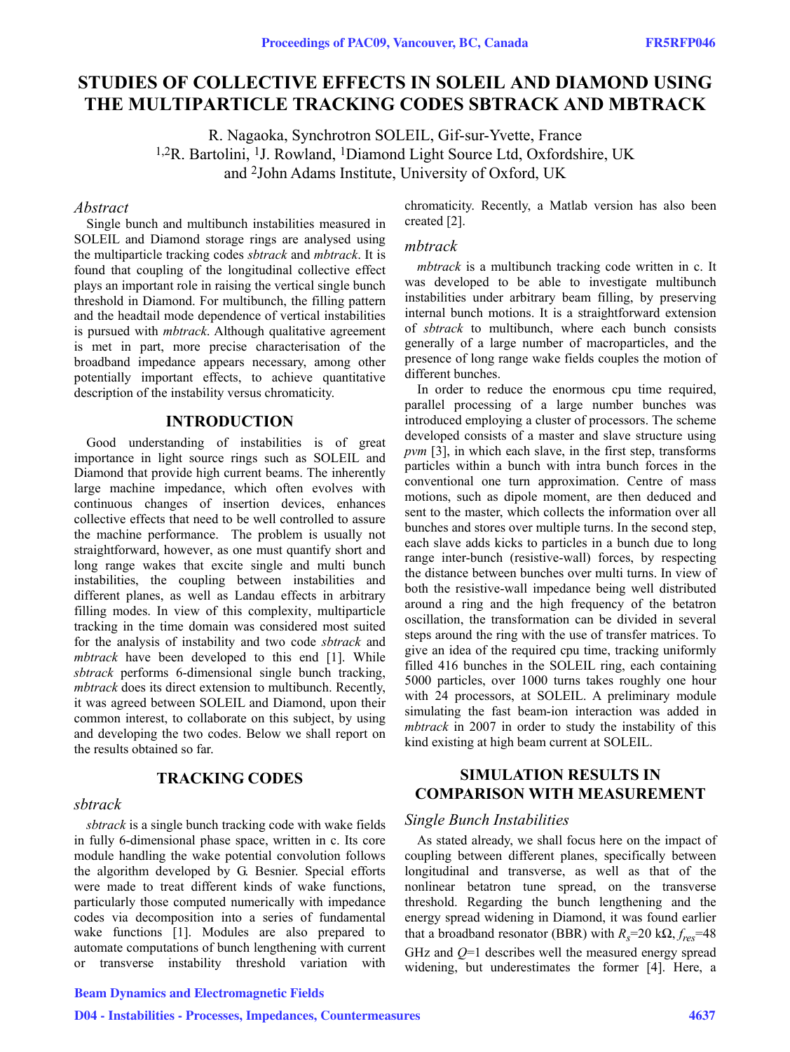# STUDIES OF COLLECTIVE EFFECTS IN SOLEIL AND DIAMOND USING THE MULTIPARTICLE TRACKING CODES SBTRACK AND MBTRACK

R. Nagaoka, Synchrotron SOLEIL, Gif-sur-Yvette, France
[1,2]R. Bartolini, [1]J. Rowland, [1]Diamond Light Source Ltd, Oxfordshire, UK
and [2]John Adams Institute, University of Oxford, UK

### *Abstract*

Single bunch and multibunch instabilities measured in SOLEIL and Diamond storage rings are analysed using the multiparticle tracking codes *sbtrack* and *mbtrack*. It is found that coupling of the longitudinal collective effect plays an important role in raising the vertical single bunch threshold in Diamond. For multibunch, the filling pattern and the headtail mode dependence of vertical instabilities is pursued with *mbtrack*. Although qualitative agreement is met in part, more precise characterisation of the broadband impedance appears necessary, among other potentially important effects, to achieve quantitative description of the instability versus chromaticity.

## INTRODUCTION

Good understanding of instabilities is of great importance in light source rings such as SOLEIL and Diamond that provide high current beams. The inherently large machine impedance, which often evolves with continuous changes of insertion devices, enhances collective effects that need to be well controlled to assure the machine performance. The problem is usually not straightforward, however, as one must quantify short and long range wakes that excite single and multi bunch instabilities, the coupling between instabilities and different planes, as well as Landau effects in arbitrary filling modes. In view of this complexity, multiparticle tracking in the time domain was considered most suited for the analysis of instability and two code *sbtrack* and *mbtrack* have been developed to this end [1]. While *sbtrack* performs 6-dimensional single bunch tracking, *mbtrack* does its direct extension to multibunch. Recently, it was agreed between SOLEIL and Diamond, upon their common interest, to collaborate on this subject, by using and developing the two codes. Below we shall report on the results obtained so far.

## TRACKING CODES

### *sbtrack*

*sbtrack* is a single bunch tracking code with wake fields in fully 6-dimensional phase space, written in c. Its core module handling the wake potential convolution follows the algorithm developed by G. Besnier. Special efforts were made to treat different kinds of wake functions, particularly those computed numerically with impedance codes via decomposition into a series of fundamental wake functions [1]. Modules are also prepared to automate computations of bunch lengthening with current or transverse instability threshold variation with chromaticity. Recently, a Matlab version has also been created [2].

### *mbtrack*

*mbtrack* is a multibunch tracking code written in c. It was developed to be able to investigate multibunch instabilities under arbitrary beam filling, by preserving internal bunch motions. It is a straightforward extension of *sbtrack* to multibunch, where each bunch consists generally of a large number of macroparticles, and the presence of long range wake fields couples the motion of different bunches.

In order to reduce the enormous cpu time required, parallel processing of a large number bunches was introduced employing a cluster of processors. The scheme developed consists of a master and slave structure using *pvm* [3], in which each slave, in the first step, transforms particles within a bunch with intra bunch forces in the conventional one turn approximation. Centre of mass motions, such as dipole moment, are then deduced and sent to the master, which collects the information over all bunches and stores over multiple turns. In the second step, each slave adds kicks to particles in a bunch due to long range inter-bunch (resistive-wall) forces, by respecting the distance between bunches over multi turns. In view of both the resistive-wall impedance being well distributed around a ring and the high frequency of the betatron oscillation, the transformation can be divided in several steps around the ring with the use of transfer matrices. To give an idea of the required cpu time, tracking uniformly filled 416 bunches in the SOLEIL ring, each containing 5000 particles, over 1000 turns takes roughly one hour with 24 processors, at SOLEIL. A preliminary module simulating the fast beam-ion interaction was added in *mbtrack* in 2007 in order to study the instability of this kind existing at high beam current at SOLEIL.

## SIMULATION RESULTS IN COMPARISON WITH MEASUREMENT

### *Single Bunch Instabilities*

As stated already, we shall focus here on the impact of coupling between different planes, specifically between longitudinal and transverse, as well as that of the nonlinear betatron tune spread, on the transverse threshold. Regarding the bunch lengthening and the energy spread widening in Diamond, it was found earlier that a broadband resonator (BBR) with $R_s$=20 kΩ, $f_{res}$=48 GHz and $Q$=1 describes well the measured energy spread widening, but underestimates the former [4]. Here, a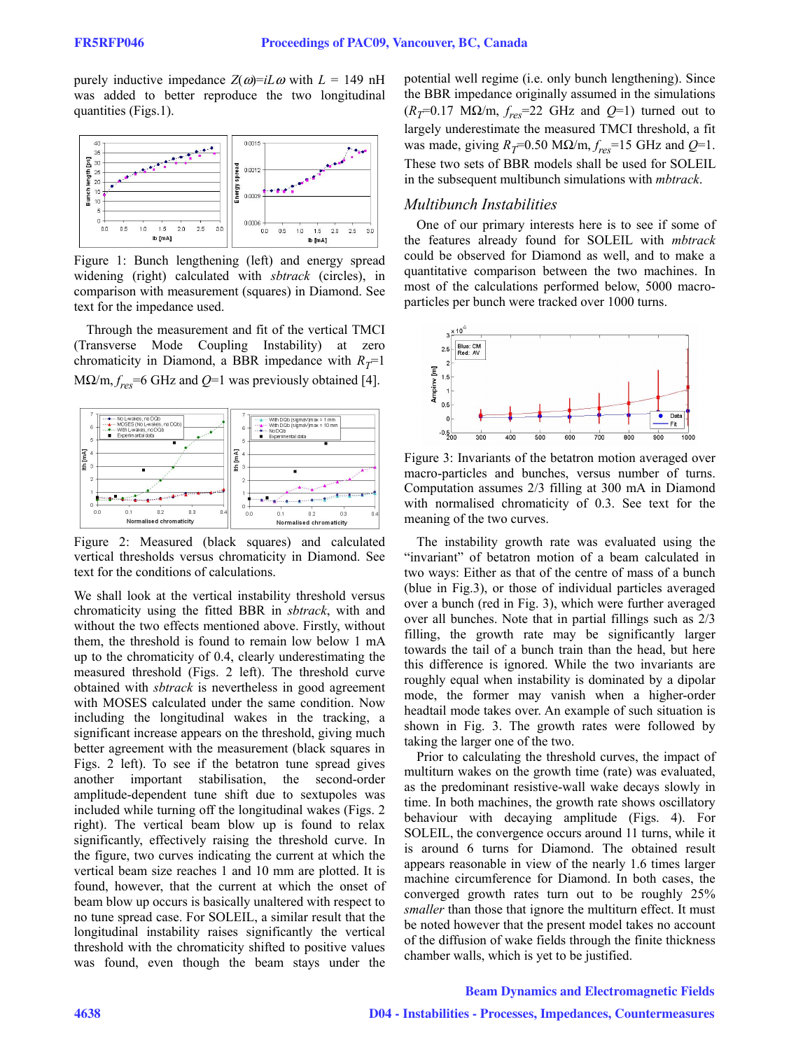purely inductive impedance $Z(\omega)=iL\omega$ with $L$ = 149 nH was added to better reproduce the two longitudinal quantities (Figs.1).

Figure 1: Bunch lengthening (left) and energy spread widening (right) calculated with *sbtrack* (circles), in comparison with measurement (squares) in Diamond. See text for the impedance used.

Through the measurement and fit of the vertical TMCI (Transverse Mode Coupling Instability) at zero chromaticity in Diamond, a BBR impedance with $R_T$=1 MΩ/m, $f_{res}$=6 GHz and $Q$=1 was previously obtained [4].

Figure 2: Measured (black squares) and calculated vertical thresholds versus chromaticity in Diamond. See text for the conditions of calculations.

We shall look at the vertical instability threshold versus chromaticity using the fitted BBR in *sbtrack*, with and without the two effects mentioned above. Firstly, without them, the threshold is found to remain low below 1 mA up to the chromaticity of 0.4, clearly underestimating the measured threshold (Figs. 2 left). The threshold curve obtained with *sbtrack* is nevertheless in good agreement with MOSES calculated under the same condition. Now including the longitudinal wakes in the tracking, a significant increase appears on the threshold, giving much better agreement with the measurement (black squares in Figs. 2 left). To see if the betatron tune spread gives another important stabilisation, the second-order amplitude-dependent tune shift due to sextupoles was included while turning off the longitudinal wakes (Figs. 2 right). The vertical beam blow up is found to relax significantly, effectively raising the threshold curve. In the figure, two curves indicating the current at which the vertical beam size reaches 1 and 10 mm are plotted. It is found, however, that the current at which the onset of beam blow up occurs is basically unaltered with respect to no tune spread case. For SOLEIL, a similar result that the longitudinal instability raises significantly the vertical threshold with the chromaticity shifted to positive values was found, even though the beam stays under the potential well regime (i.e. only bunch lengthening). Since the BBR impedance originally assumed in the simulations ($R_T$=0.17 MΩ/m, $f_{res}$=22 GHz and $Q$=1) turned out to largely underestimate the measured TMCI threshold, a fit was made, giving $R_T$=0.50 MΩ/m, $f_{res}$=15 GHz and $Q$=1. These two sets of BBR models shall be used for SOLEIL in the subsequent multibunch simulations with *mbtrack*.

## Multibunch Instabilities

One of our primary interests here is to see if some of the features already found for SOLEIL with *mbtrack* could be observed for Diamond as well, and to make a quantitative comparison between the two machines. In most of the calculations performed below, 5000 macro-particles per bunch were tracked over 1000 turns.

Figure 3: Invariants of the betatron motion averaged over macro-particles and bunches, versus number of turns. Computation assumes 2/3 filling at 300 mA in Diamond with normalised chromaticity of 0.3. See text for the meaning of the two curves.

The instability growth rate was evaluated using the "invariant" of betatron motion of a beam calculated in two ways: Either as that of the centre of mass of a bunch (blue in Fig.3), or those of individual particles averaged over a bunch (red in Fig. 3), which were further averaged over all bunches. Note that in partial fillings such as 2/3 filling, the growth rate may be significantly larger towards the tail of a bunch train than the head, but here this difference is ignored. While the two invariants are roughly equal when instability is dominated by a dipolar mode, the former may vanish when a higher-order headtail mode takes over. An example of such situation is shown in Fig. 3. The growth rates were followed by taking the larger one of the two.

Prior to calculating the threshold curves, the impact of multiturn wakes on the growth time (rate) was evaluated, as the predominant resistive-wall wake decays slowly in time. In both machines, the growth rate shows oscillatory behaviour with decaying amplitude (Figs. 4). For SOLEIL, the convergence occurs around 11 turns, while it is around 6 turns for Diamond. The obtained result appears reasonable in view of the nearly 1.6 times larger machine circumference for Diamond. In both cases, the converged growth rates turn out to be roughly 25% *smaller* than those that ignore the multiturn effect. It must be noted however that the present model takes no account of the diffusion of wake fields through the finite thickness chamber walls, which is yet to be justified.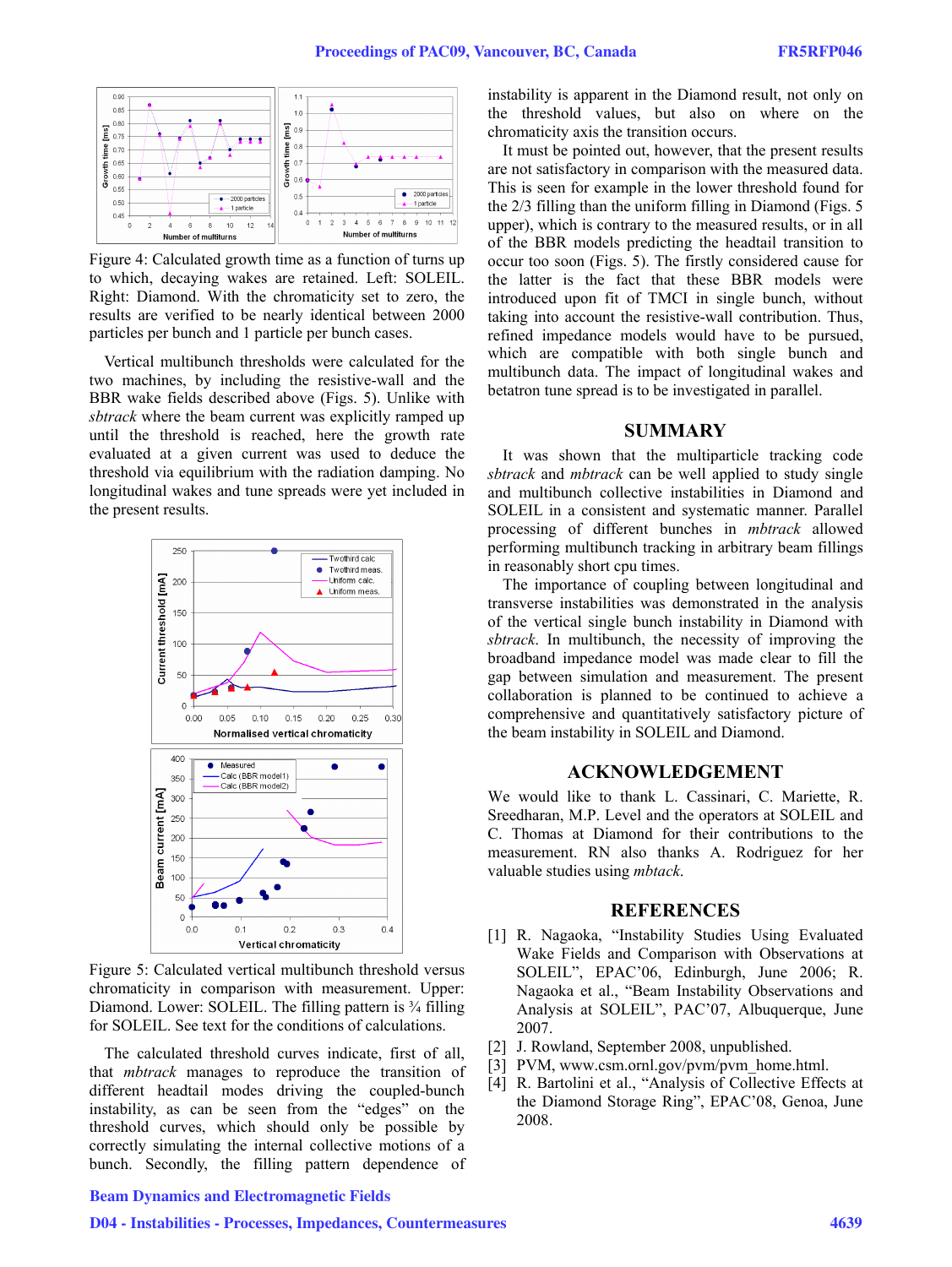0.90
0.85
0.80
0.75
0.70
0.65
0.60
0.55
0.50
0.45
Growth time [ms]
0 2 4 6 8 10 12 14
Number of multiturns
2000 particles
1 particle

1.1
1.0
0.9
0.8
0.7
0.6
0.5
0.4
Growth time [ms]
0 1 2 3 4 5 6 7 8 9 10 11 12
Number of multiturns
2000 particles
1 particle

Figure 4: Calculated growth time as a function of turns up to which, decaying wakes are retained. Left: SOLEIL. Right: Diamond. With the chromaticity set to zero, the results are verified to be nearly identical between 2000 particles per bunch and 1 particle per bunch cases.

Vertical multibunch thresholds were calculated for the two machines, by including the resistive-wall and the BBR wake fields described above (Figs. 5). Unlike with *sbtrack* where the beam current was explicitly ramped up until the threshold is reached, here the growth rate evaluated at a given current was used to deduce the threshold via equilibrium with the radiation damping. No longitudinal wakes and tune spreads were yet included in the present results.

250
200
150
100
50
0
Current threshold [mA]
0.00 0.05 0.10 0.15 0.20 0.25 0.30
Normalised vertical chromaticity
Twothird calc
Twothird meas.
Uniform calc.
Uniform meas.

400
350
300
250
200
150
100
50
0
Beam current [mA]
0.0 0.1 0.2 0.3 0.4
Vertical chromaticity
Measured
Calc (BBR model1)
Calc (BBR model2)

Figure 5: Calculated vertical multibunch threshold versus chromaticity in comparison with measurement. Upper: Diamond. Lower: SOLEIL. The filling pattern is ¾ filling for SOLEIL. See text for the conditions of calculations.

The calculated threshold curves indicate, first of all, that *mbtrack* manages to reproduce the transition of different headtail modes driving the coupled-bunch instability, as can be seen from the "edges" on the threshold curves, which should only be possible by correctly simulating the internal collective motions of a bunch. Secondly, the filling pattern dependence of instability is apparent in the Diamond result, not only on the threshold values, but also on where on the chromaticity axis the transition occurs.

It must be pointed out, however, that the present results are not satisfactory in comparison with the measured data. This is seen for example in the lower threshold found for the 2/3 filling than the uniform filling in Diamond (Figs. 5 upper), which is contrary to the measured results, or in all of the BBR models predicting the headtail transition to occur too soon (Figs. 5). The firstly considered cause for the latter is the fact that these BBR models were introduced upon fit of TMCI in single bunch, without taking into account the resistive-wall contribution. Thus, refined impedance models would have to be pursued, which are compatible with both single bunch and multibunch data. The impact of longitudinal wakes and betatron tune spread is to be investigated in parallel.

## SUMMARY

It was shown that the multiparticle tracking code *sbtrack* and *mbtrack* can be well applied to study single and multibunch collective instabilities in Diamond and SOLEIL in a consistent and systematic manner. Parallel processing of different bunches in *mbtrack* allowed performing multibunch tracking in arbitrary beam fillings in reasonably short cpu times.

The importance of coupling between longitudinal and transverse instabilities was demonstrated in the analysis of the vertical single bunch instability in Diamond with *sbtrack*. In multibunch, the necessity of improving the broadband impedance model was made clear to fill the gap between simulation and measurement. The present collaboration is planned to be continued to achieve a comprehensive and quantitatively satisfactory picture of the beam instability in SOLEIL and Diamond.

## ACKNOWLEDGEMENT

We would like to thank L. Cassinari, C. Mariette, R. Sreedharan, M.P. Level and the operators at SOLEIL and C. Thomas at Diamond for their contributions to the measurement. RN also thanks A. Rodriguez for her valuable studies using *mbtack*.

## REFERENCES

[1] R. Nagaoka, "Instability Studies Using Evaluated Wake Fields and Comparison with Observations at SOLEIL", EPAC'06, Edinburgh, June 2006; R. Nagaoka et al., "Beam Instability Observations and Analysis at SOLEIL", PAC'07, Albuquerque, June 2007.

[2] J. Rowland, September 2008, unpublished.

[3] PVM, www.csm.ornl.gov/pvm/pvm_home.html.

[4] R. Bartolini et al., "Analysis of Collective Effects at the Diamond Storage Ring", EPAC'08, Genoa, June 2008.